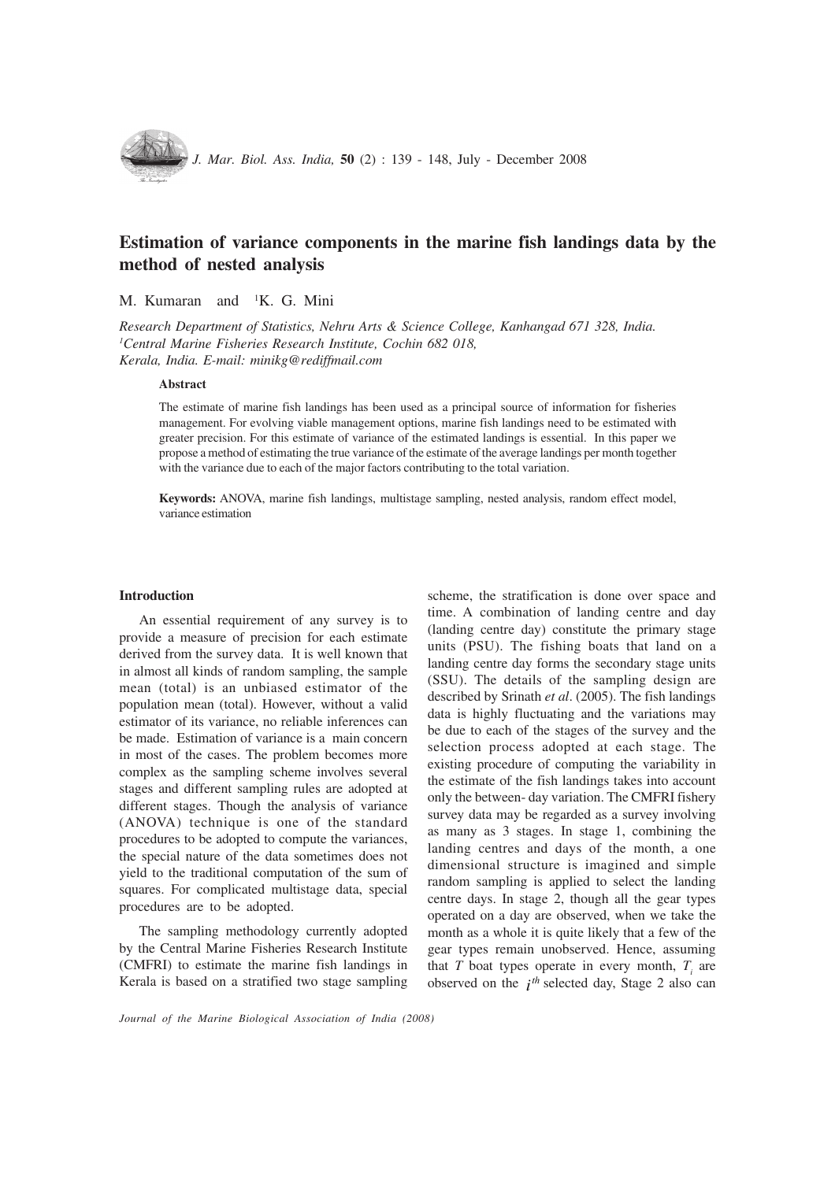# Estimation of variance components in the marine fish landings data by the method of nested analysis

M. Kumaran and [1]K. G. Mini

*Research Department of Statistics, Nehru Arts & Science College, Kanhangad 671 328, India.*
*[1]Central Marine Fisheries Research Institute, Cochin 682 018, Kerala, India. E-mail: minikg@rediffmail.com*

### Abstract

The estimate of marine fish landings has been used as a principal source of information for fisheries management. For evolving viable management options, marine fish landings need to be estimated with greater precision. For this estimate of variance of the estimated landings is essential. In this paper we propose a method of estimating the true variance of the estimate of the average landings per month together with the variance due to each of the major factors contributing to the total variation.

**Keywords:** ANOVA, marine fish landings, multistage sampling, nested analysis, random effect model, variance estimation

## Introduction

An essential requirement of any survey is to provide a measure of precision for each estimate derived from the survey data. It is well known that in almost all kinds of random sampling, the sample mean (total) is an unbiased estimator of the population mean (total). However, without a valid estimator of its variance, no reliable inferences can be made. Estimation of variance is a main concern in most of the cases. The problem becomes more complex as the sampling scheme involves several stages and different sampling rules are adopted at different stages. Though the analysis of variance (ANOVA) technique is one of the standard procedures to be adopted to compute the variances, the special nature of the data sometimes does not yield to the traditional computation of the sum of squares. For complicated multistage data, special procedures are to be adopted.

The sampling methodology currently adopted by the Central Marine Fisheries Research Institute (CMFRI) to estimate the marine fish landings in Kerala is based on a stratified two stage sampling scheme, the stratification is done over space and time. A combination of landing centre and day (landing centre day) constitute the primary stage units (PSU). The fishing boats that land on a landing centre day forms the secondary stage units (SSU). The details of the sampling design are described by Srinath *et al*. (2005). The fish landings data is highly fluctuating and the variations may be due to each of the stages of the survey and the selection process adopted at each stage. The existing procedure of computing the variability in the estimate of the fish landings takes into account only the between- day variation. The CMFRI fishery survey data may be regarded as a survey involving as many as 3 stages. In stage 1, combining the landing centres and days of the month, a one dimensional structure is imagined and simple random sampling is applied to select the landing centre days. In stage 2, though all the gear types operated on a day are observed, when we take the month as a whole it is quite likely that a few of the gear types remain unobserved. Hence, assuming that $T$ boat types operate in every month, $T_i$ are observed on the $i^{th}$ selected day, Stage 2 also can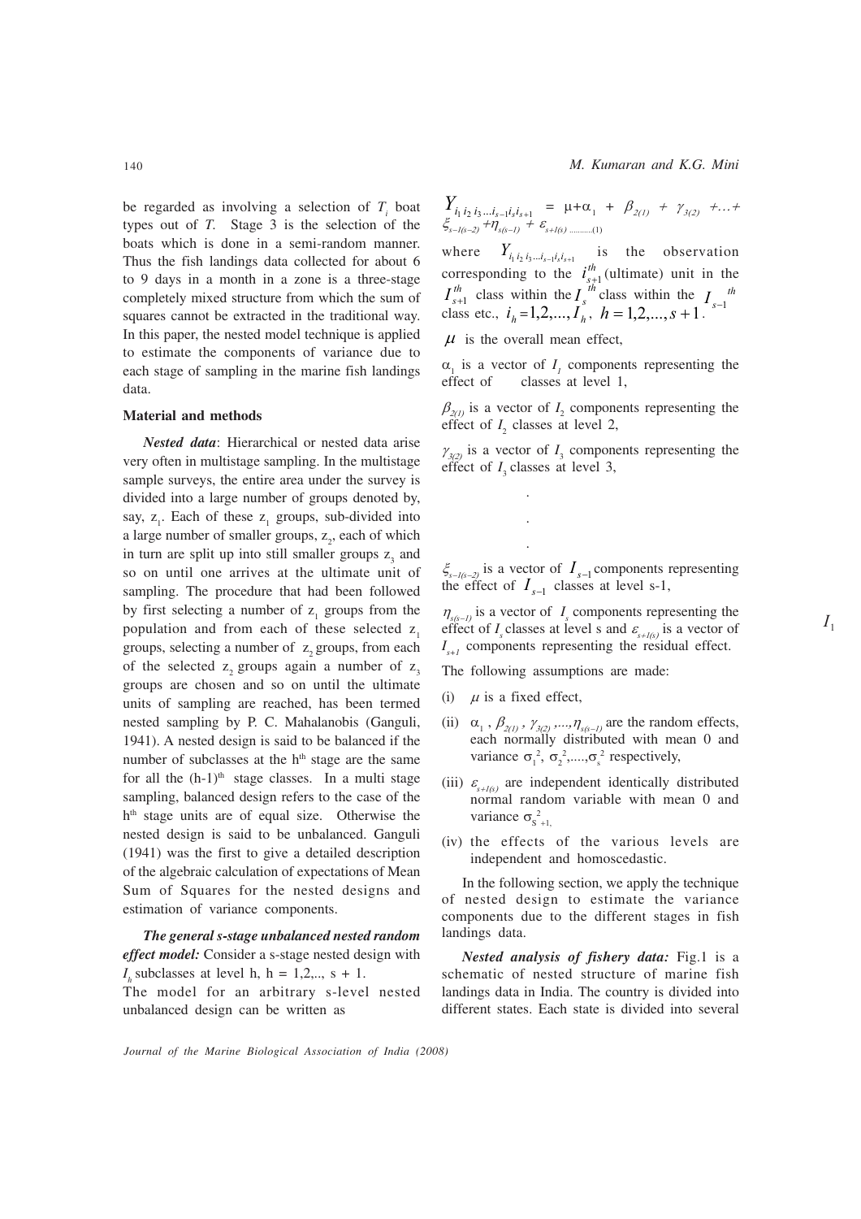be regarded as involving a selection of $T_i$ boat types out of $T$. Stage 3 is the selection of the boats which is done in a semi-random manner. Thus the fish landings data collected for about 6 to 9 days in a month in a zone is a three-stage completely mixed structure from which the sum of squares cannot be extracted in the traditional way. In this paper, the nested model technique is applied to estimate the components of variance due to each stage of sampling in the marine fish landings data.

## Material and methods

***Nested data***: Hierarchical or nested data arise very often in multistage sampling. In the multistage sample surveys, the entire area under the survey is divided into a large number of groups denoted by, say, $z_1$. Each of these $z_1$ groups, sub-divided into a large number of smaller groups, $z_2$, each of which in turn are split up into still smaller groups $z_3$ and so on until one arrives at the ultimate unit of sampling. The procedure that had been followed by first selecting a number of $z_1$ groups from the population and from each of these selected $z_1$ groups, selecting a number of $z_2$ groups, from each of the selected $z_2$ groups again a number of $z_3$ groups are chosen and so on until the ultimate units of sampling are reached, has been termed nested sampling by P. C. Mahalanobis (Ganguli, 1941). A nested design is said to be balanced if the number of subclasses at the $h^{th}$ stage are the same for all the $(h-1)^{th}$ stage classes. In a multi stage sampling, balanced design refers to the case of the $h^{th}$ stage units are of equal size. Otherwise the nested design is said to be unbalanced. Ganguli (1941) was the first to give a detailed description of the algebraic calculation of expectations of Mean Sum of Squares for the nested designs and estimation of variance components.

***The general s-stage unbalanced nested random effect model:*** Consider a s-stage nested design with $I_h$ subclasses at level h, h = 1,2,.., s + 1.

The model for an arbitrary s-level nested unbalanced design can be written as

$$Y_{i_1 i_2 i_3 \ldots i_{s-1} i_s i_{s+1}} = \mu + \alpha_1 + \beta_{2(1)} + \gamma_{3(2)} + \ldots + \xi_{s-1(s-2)} + \eta_{s(s-1)} + \varepsilon_{s+1(s)} \quad \ldots\ldots\ldots(1)$$

where $Y_{i_1 i_2 i_3 \ldots i_{s-1} i_s i_{s+1}}$ is the observation corresponding to the $i_{s+1}^{th}$ (ultimate) unit in the $I_{s+1}^{th}$ class within the $I_s^{th}$ class within the $I_{s-1}^{th}$ class etc., $i_h = 1,2,..., I_h$, $h = 1,2,..., s+1$.

$\mu$ is the overall mean effect,

$\alpha_1$ is a vector of $I_1$ components representing the effect of $I_1$ classes at level 1,

$\beta_{2(1)}$ is a vector of $I_2$ components representing the effect of $I_2$ classes at level 2,

$\gamma_{3(2)}$ is a vector of $I_3$ components representing the effect of $I_3$ classes at level 3,

.

.

.

$\xi_{s-1(s-2)}$ is a vector of $I_{s-1}$ components representing the effect of $I_{s-1}$ classes at level s-1,

$\eta_{s(s-1)}$ is a vector of $I_s$ components representing the effect of $I_s$ classes at level s and $\varepsilon_{s+1(s)}$ is a vector of $I_{s+1}$ components representing the residual effect.

The following assumptions are made:

(i) $\mu$ is a fixed effect,

(ii) $\alpha_1$, $\beta_{2(1)}$, $\gamma_{3(2)}$, ...., $\eta_{s(s-1)}$ are the random effects, each normally distributed with mean 0 and variance $\sigma_1^2$, $\sigma_2^2$,....,$\sigma_s^2$ respectively,

(iii) $\varepsilon_{s+1(s)}$ are independent identically distributed normal random variable with mean 0 and variance $\sigma_{s+1}^2$,

(iv) the effects of the various levels are independent and homoscedastic.

In the following section, we apply the technique of nested design to estimate the variance components due to the different stages in fish landings data.

***Nested analysis of fishery data:*** Fig.1 is a schematic of nested structure of marine fish landings data in India. The country is divided into different states. Each state is divided into several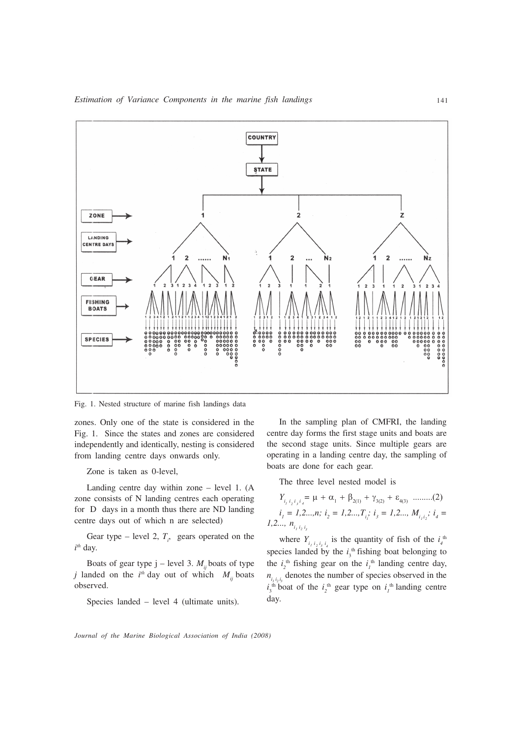Fig. 1. Nested structure of marine fish landings data

zones. Only one of the state is considered in the Fig. 1. Since the states and zones are considered independently and identically, nesting is considered from landing centre days onwards only.

Zone is taken as 0-level,

Landing centre day within zone – level 1. (A zone consists of N landing centres each operating for D days in a month thus there are ND landing centre days out of which n are selected)

Gear type – level 2, $T_i$, gears operated on the $i^{th}$ day.

Boats of gear type j – level 3. $M_{ij}$ boats of type $j$ landed on the $i^{th}$ day out of which $M_{ij}$ boats observed.

Species landed – level 4 (ultimate units).

In the sampling plan of CMFRI, the landing centre day forms the first stage units and boats are the second stage units. Since multiple gears are operating in a landing centre day, the sampling of boats are done for each gear.

The three level nested model is

$$Y_{i_1 i_2 i_3 i_4} = \mu + \alpha_1 + \beta_{2(1)} + \gamma_{3(2)} + \varepsilon_{4(3)} \quad .........(2)$$

$i_1 = 1,2...,n;\ i_2 = 1,2...,T_{i_1};\ i_3 = 1,2...,\ M_{i_1 i_2};\ i_4 = 1,2...,\ n_{i_1 i_2 i_3}$

where $Y_{i_1 i_2 i_3 i_4}$ is the quantity of fish of the $i_4^{th}$ species landed by the $i_3^{th}$ fishing boat belonging to the $i_2^{th}$ fishing gear on the $i_1^{th}$ landing centre day, $n_{i_1 i_2 i_3}$ denotes the number of species observed in the $i_3^{th}$ boat of the $i_2^{th}$ gear type on $i_1^{th}$ landing centre day.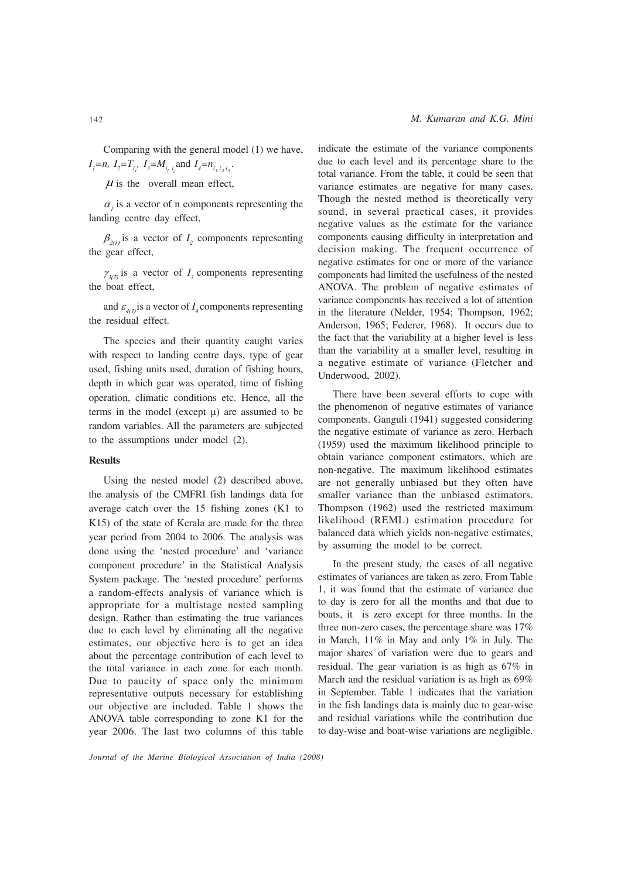Comparing with the general model (1) we have, $I_1=n$, $I_2=T_{i_1}$, $I_3=M_{i_1 i_2}$ and $I_4=n_{i_1 i_2 i_3}$.

$\mu$ is the overall mean effect,

$\alpha_1$ is a vector of n components representing the landing centre day effect,

$\beta_{2(1)}$ is a vector of $I_2$ components representing the gear effect,

$\gamma_{3(2)}$ is a vector of $I_3$ components representing the boat effect,

and $\varepsilon_{4(3)}$ is a vector of $I_4$ components representing the residual effect.

The species and their quantity caught varies with respect to landing centre days, type of gear used, fishing units used, duration of fishing hours, depth in which gear was operated, time of fishing operation, climatic conditions etc. Hence, all the terms in the model (except μ) are assumed to be random variables. All the parameters are subjected to the assumptions under model (2).

**Results**

Using the nested model (2) described above, the analysis of the CMFRI fish landings data for average catch over the 15 fishing zones (K1 to K15) of the state of Kerala are made for the three year period from 2004 to 2006. The analysis was done using the 'nested procedure' and 'variance component procedure' in the Statistical Analysis System package. The 'nested procedure' performs a random-effects analysis of variance which is appropriate for a multistage nested sampling design. Rather than estimating the true variances due to each level by eliminating all the negative estimates, our objective here is to get an idea about the percentage contribution of each level to the total variance in each zone for each month. Due to paucity of space only the minimum representative outputs necessary for establishing our objective are included. Table 1 shows the ANOVA table corresponding to zone K1 for the year 2006. The last two columns of this table indicate the estimate of the variance components due to each level and its percentage share to the total variance. From the table, it could be seen that variance estimates are negative for many cases. Though the nested method is theoretically very sound, in several practical cases, it provides negative values as the estimate for the variance components causing difficulty in interpretation and decision making. The frequent occurrence of negative estimates for one or more of the variance components had limited the usefulness of the nested ANOVA. The problem of negative estimates of variance components has received a lot of attention in the literature (Nelder, 1954; Thompson, 1962; Anderson, 1965; Federer, 1968). It occurs due to the fact that the variability at a higher level is less than the variability at a smaller level, resulting in a negative estimate of variance (Fletcher and Underwood, 2002).

There have been several efforts to cope with the phenomenon of negative estimates of variance components. Ganguli (1941) suggested considering the negative estimate of variance as zero. Herbach (1959) used the maximum likelihood principle to obtain variance component estimators, which are non-negative. The maximum likelihood estimates are not generally unbiased but they often have smaller variance than the unbiased estimators. Thompson (1962) used the restricted maximum likelihood (REML) estimation procedure for balanced data which yields non-negative estimates, by assuming the model to be correct.

In the present study, the cases of all negative estimates of variances are taken as zero. From Table 1, it was found that the estimate of variance due to day is zero for all the months and that due to boats, it is zero except for three months. In the three non-zero cases, the percentage share was 17% in March, 11% in May and only 1% in July. The major shares of variation were due to gears and residual. The gear variation is as high as 67% in March and the residual variation is as high as 69% in September. Table 1 indicates that the variation in the fish landings data is mainly due to gear-wise and residual variations while the contribution due to day-wise and boat-wise variations are negligible.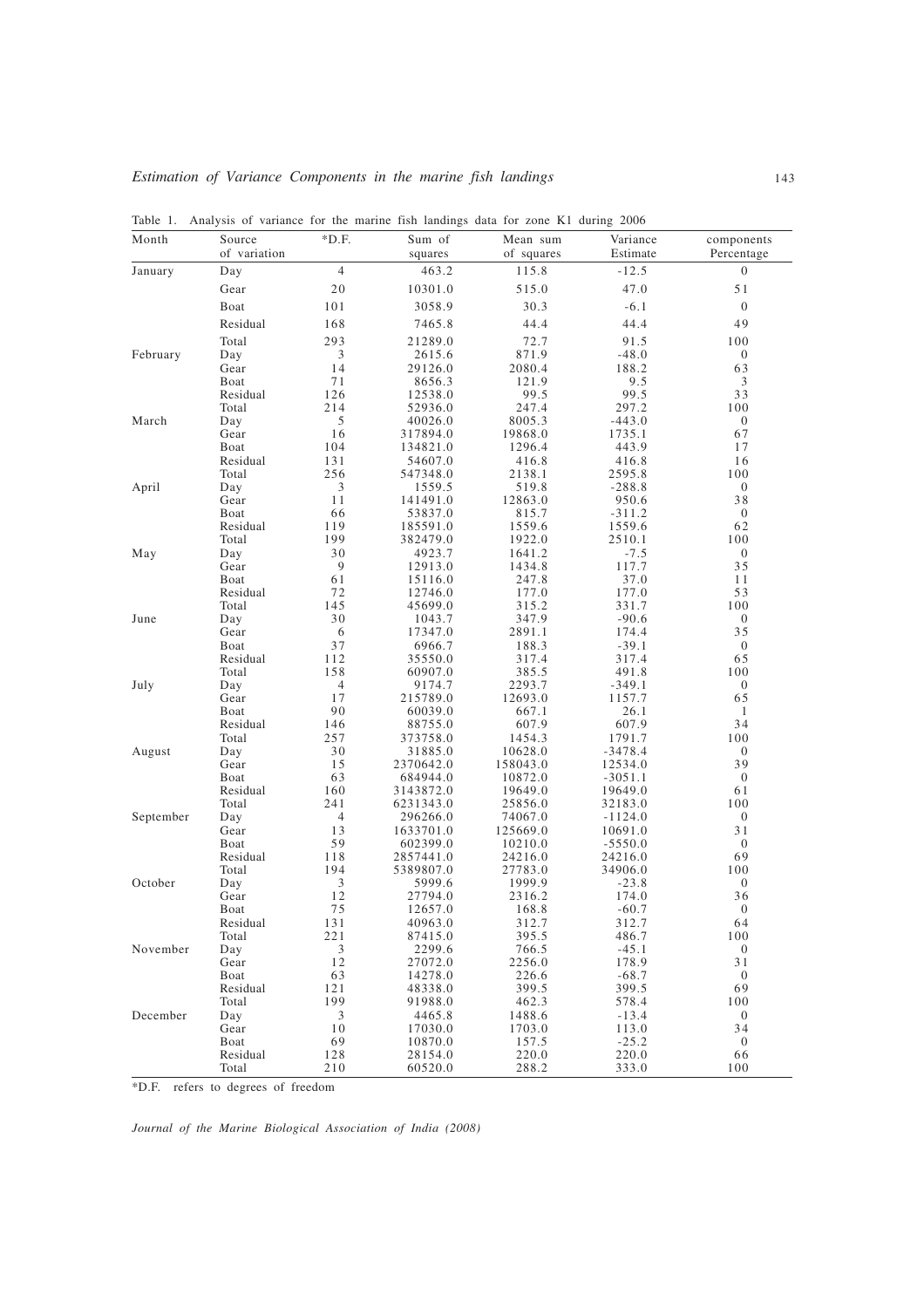Table 1. Analysis of variance for the marine fish landings data for zone K1 during 2006

| Month | Source of variation | *D.F. | Sum of squares | Mean sum of squares | Variance Estimate | components Percentage |
|---|---|---|---|---|---|---|
| January | Day | 4 | 463.2 | 115.8 | -12.5 | 0 |
| | Gear | 20 | 10301.0 | 515.0 | 47.0 | 51 |
| | Boat | 101 | 3058.9 | 30.3 | -6.1 | 0 |
| | Residual | 168 | 7465.8 | 44.4 | 44.4 | 49 |
| | Total | 293 | 21289.0 | 72.7 | 91.5 | 100 |
| February | Day | 3 | 2615.6 | 871.9 | -48.0 | 0 |
| | Gear | 14 | 29126.0 | 2080.4 | 188.2 | 63 |
| | Boat | 71 | 8656.3 | 121.9 | 9.5 | 3 |
| | Residual | 126 | 12538.0 | 99.5 | 99.5 | 33 |
| | Total | 214 | 52936.0 | 247.4 | 297.2 | 100 |
| March | Day | 5 | 40026.0 | 8005.3 | -443.0 | 0 |
| | Gear | 16 | 317894.0 | 19868.0 | 1735.1 | 67 |
| | Boat | 104 | 134821.0 | 1296.4 | 443.9 | 17 |
| | Residual | 131 | 54607.0 | 416.8 | 416.8 | 16 |
| | Total | 256 | 547348.0 | 2138.1 | 2595.8 | 100 |
| April | Day | 3 | 1559.5 | 519.8 | -288.8 | 0 |
| | Gear | 11 | 141491.0 | 12863.0 | 950.6 | 38 |
| | Boat | 66 | 53837.0 | 815.7 | -311.2 | 0 |
| | Residual | 119 | 185591.0 | 1559.6 | 1559.6 | 62 |
| | Total | 199 | 382479.0 | 1922.0 | 2510.1 | 100 |
| May | Day | 30 | 4923.7 | 1641.2 | -7.5 | 0 |
| | Gear | 9 | 12913.0 | 1434.8 | 117.7 | 35 |
| | Boat | 61 | 15116.0 | 247.8 | 37.0 | 11 |
| | Residual | 72 | 12746.0 | 177.0 | 177.0 | 53 |
| | Total | 145 | 45699.0 | 315.2 | 331.7 | 100 |
| June | Day | 30 | 1043.7 | 347.9 | -90.6 | 0 |
| | Gear | 6 | 17347.0 | 2891.1 | 174.4 | 35 |
| | Boat | 37 | 6966.7 | 188.3 | -39.1 | 0 |
| | Residual | 112 | 35550.0 | 317.4 | 317.4 | 65 |
| | Total | 158 | 60907.0 | 385.5 | 491.8 | 100 |
| July | Day | 4 | 9174.7 | 2293.7 | -349.1 | 0 |
| | Gear | 17 | 215789.0 | 12693.0 | 1157.7 | 65 |
| | Boat | 90 | 60039.0 | 667.1 | 26.1 | 1 |
| | Residual | 146 | 88755.0 | 607.9 | 607.9 | 34 |
| | Total | 257 | 373758.0 | 1454.3 | 1791.7 | 100 |
| August | Day | 30 | 31885.0 | 10628.0 | -3478.4 | 0 |
| | Gear | 15 | 2370642.0 | 158043.0 | 12534.0 | 39 |
| | Boat | 63 | 684944.0 | 10872.0 | -3051.1 | 0 |
| | Residual | 160 | 3143872.0 | 19649.0 | 19649.0 | 61 |
| | Total | 241 | 6231343.0 | 25856.0 | 32183.0 | 100 |
| September | Day | 4 | 296266.0 | 74067.0 | -1124.0 | 0 |
| | Gear | 13 | 1633701.0 | 125669.0 | 10691.0 | 31 |
| | Boat | 59 | 602399.0 | 10210.0 | -5550.0 | 0 |
| | Residual | 118 | 2857441.0 | 24216.0 | 24216.0 | 69 |
| | Total | 194 | 5389807.0 | 27783.0 | 34906.0 | 100 |
| October | Day | 3 | 5999.6 | 1999.9 | -23.8 | 0 |
| | Gear | 12 | 27794.0 | 2316.2 | 174.0 | 36 |
| | Boat | 75 | 12657.0 | 168.8 | -60.7 | 0 |
| | Residual | 131 | 40963.0 | 312.7 | 312.7 | 64 |
| | Total | 221 | 87415.0 | 395.5 | 486.7 | 100 |
| November | Day | 3 | 2299.6 | 766.5 | -45.1 | 0 |
| | Gear | 12 | 27072.0 | 2256.0 | 178.9 | 31 |
| | Boat | 63 | 14278.0 | 226.6 | -68.7 | 0 |
| | Residual | 121 | 48338.0 | 399.5 | 399.5 | 69 |
| | Total | 199 | 91988.0 | 462.3 | 578.4 | 100 |
| December | Day | 3 | 4465.8 | 1488.6 | -13.4 | 0 |
| | Gear | 10 | 17030.0 | 1703.0 | 113.0 | 34 |
| | Boat | 69 | 10870.0 | 157.5 | -25.2 | 0 |
| | Residual | 128 | 28154.0 | 220.0 | 220.0 | 66 |
| | Total | 210 | 60520.0 | 288.2 | 333.0 | 100 |

*D.F. refers to degrees of freedom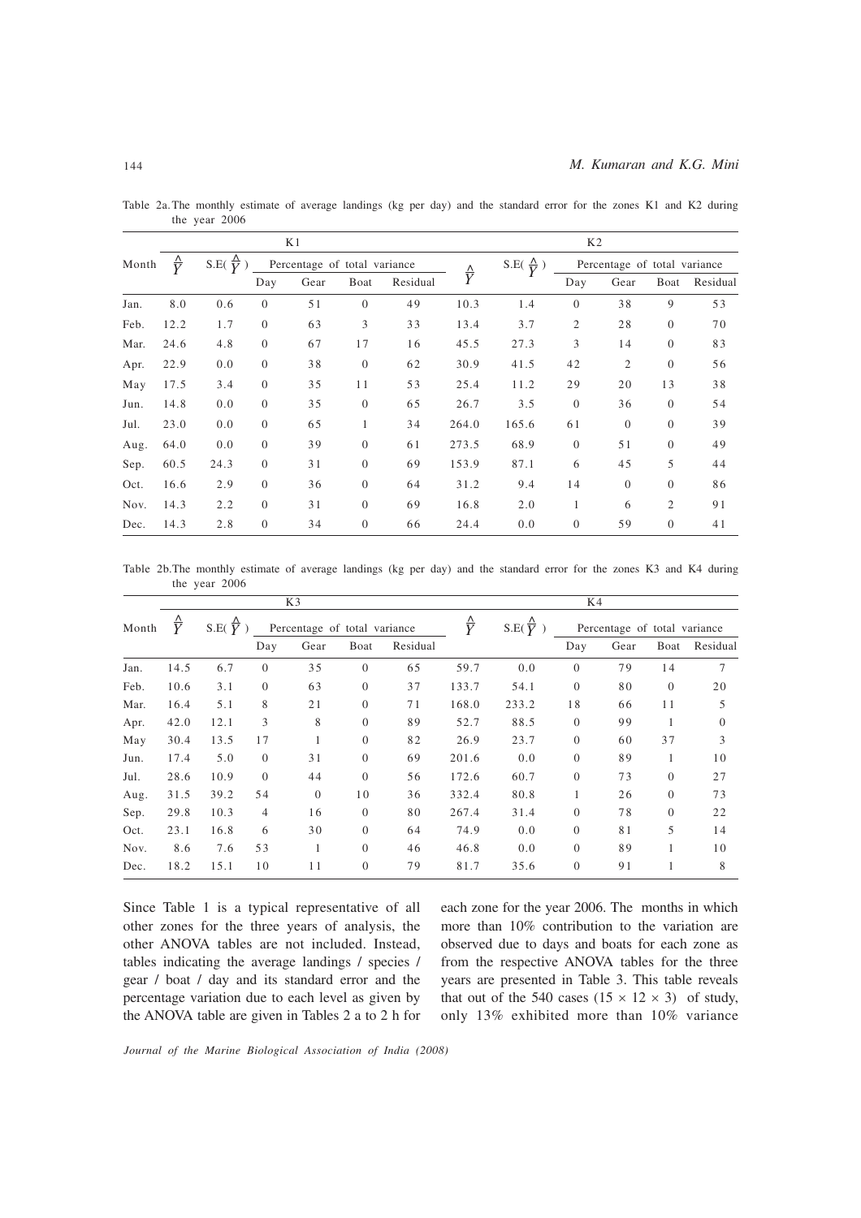Table 2a. The monthly estimate of average landings (kg per day) and the standard error for the zones K1 and K2 during the year 2006

| Month | K1 | | | | | | K2 | | | | | |
|---|---|---|---|---|---|---|---|---|---|---|---|---|
| | $\hat{Y}$ | S.E($\hat{Y}$) | Percentage of total variance | | | | $\hat{Y}$ | S.E($\hat{Y}$) | Percentage of total variance | | | |
| | | | Day | Gear | Boat | Residual | | | Day | Gear | Boat | Residual |
| Jan. | 8.0 | 0.6 | 0 | 51 | 0 | 49 | 10.3 | 1.4 | 0 | 38 | 9 | 53 |
| Feb. | 12.2 | 1.7 | 0 | 63 | 3 | 33 | 13.4 | 3.7 | 2 | 28 | 0 | 70 |
| Mar. | 24.6 | 4.8 | 0 | 67 | 17 | 16 | 45.5 | 27.3 | 3 | 14 | 0 | 83 |
| Apr. | 22.9 | 0.0 | 0 | 38 | 0 | 62 | 30.9 | 41.5 | 42 | 2 | 0 | 56 |
| May | 17.5 | 3.4 | 0 | 35 | 11 | 53 | 25.4 | 11.2 | 29 | 20 | 13 | 38 |
| Jun. | 14.8 | 0.0 | 0 | 35 | 0 | 65 | 26.7 | 3.5 | 0 | 36 | 0 | 54 |
| Jul. | 23.0 | 0.0 | 0 | 65 | 1 | 34 | 264.0 | 165.6 | 61 | 0 | 0 | 39 |
| Aug. | 64.0 | 0.0 | 0 | 39 | 0 | 61 | 273.5 | 68.9 | 0 | 51 | 0 | 49 |
| Sep. | 60.5 | 24.3 | 0 | 31 | 0 | 69 | 153.9 | 87.1 | 6 | 45 | 5 | 44 |
| Oct. | 16.6 | 2.9 | 0 | 36 | 0 | 64 | 31.2 | 9.4 | 14 | 0 | 0 | 86 |
| Nov. | 14.3 | 2.2 | 0 | 31 | 0 | 69 | 16.8 | 2.0 | 1 | 6 | 2 | 91 |
| Dec. | 14.3 | 2.8 | 0 | 34 | 0 | 66 | 24.4 | 0.0 | 0 | 59 | 0 | 41 |

Table 2b. The monthly estimate of average landings (kg per day) and the standard error for the zones K3 and K4 during the year 2006

| Month | K3 | | | | | | K4 | | | | | |
|---|---|---|---|---|---|---|---|---|---|---|---|---|
| | $\hat{Y}$ | S.E($\hat{Y}$) | Percentage of total variance | | | | $\hat{Y}$ | S.E($\hat{Y}$) | Percentage of total variance | | | |
| | | | Day | Gear | Boat | Residual | | | Day | Gear | Boat | Residual |
| Jan. | 14.5 | 6.7 | 0 | 35 | 0 | 65 | 59.7 | 0.0 | 0 | 79 | 14 | 7 |
| Feb. | 10.6 | 3.1 | 0 | 63 | 0 | 37 | 133.7 | 54.1 | 0 | 80 | 0 | 20 |
| Mar. | 16.4 | 5.1 | 8 | 21 | 0 | 71 | 168.0 | 233.2 | 18 | 66 | 11 | 5 |
| Apr. | 42.0 | 12.1 | 3 | 8 | 0 | 89 | 52.7 | 88.5 | 0 | 99 | 1 | 0 |
| May | 30.4 | 13.5 | 17 | 1 | 0 | 82 | 26.9 | 23.7 | 0 | 60 | 37 | 3 |
| Jun. | 17.4 | 5.0 | 0 | 31 | 0 | 69 | 201.6 | 0.0 | 0 | 89 | 1 | 10 |
| Jul. | 28.6 | 10.9 | 0 | 44 | 0 | 56 | 172.6 | 60.7 | 0 | 73 | 0 | 27 |
| Aug. | 31.5 | 39.2 | 54 | 0 | 10 | 36 | 332.4 | 80.8 | 1 | 26 | 0 | 73 |
| Sep. | 29.8 | 10.3 | 4 | 16 | 0 | 80 | 267.4 | 31.4 | 0 | 78 | 0 | 22 |
| Oct. | 23.1 | 16.8 | 6 | 30 | 0 | 64 | 74.9 | 0.0 | 0 | 81 | 5 | 14 |
| Nov. | 8.6 | 7.6 | 53 | 1 | 0 | 46 | 46.8 | 0.0 | 0 | 89 | 1 | 10 |
| Dec. | 18.2 | 15.1 | 10 | 11 | 0 | 79 | 81.7 | 35.6 | 0 | 91 | 1 | 8 |

Since Table 1 is a typical representative of all other zones for the three years of analysis, the other ANOVA tables are not included. Instead, tables indicating the average landings / species / gear / boat / day and its standard error and the percentage variation due to each level as given by the ANOVA table are given in Tables 2 a to 2 h for each zone for the year 2006. The months in which more than 10% contribution to the variation are observed due to days and boats for each zone as from the respective ANOVA tables for the three years are presented in Table 3. This table reveals that out of the 540 cases ($15 \times 12 \times 3$) of study, only 13% exhibited more than 10% variance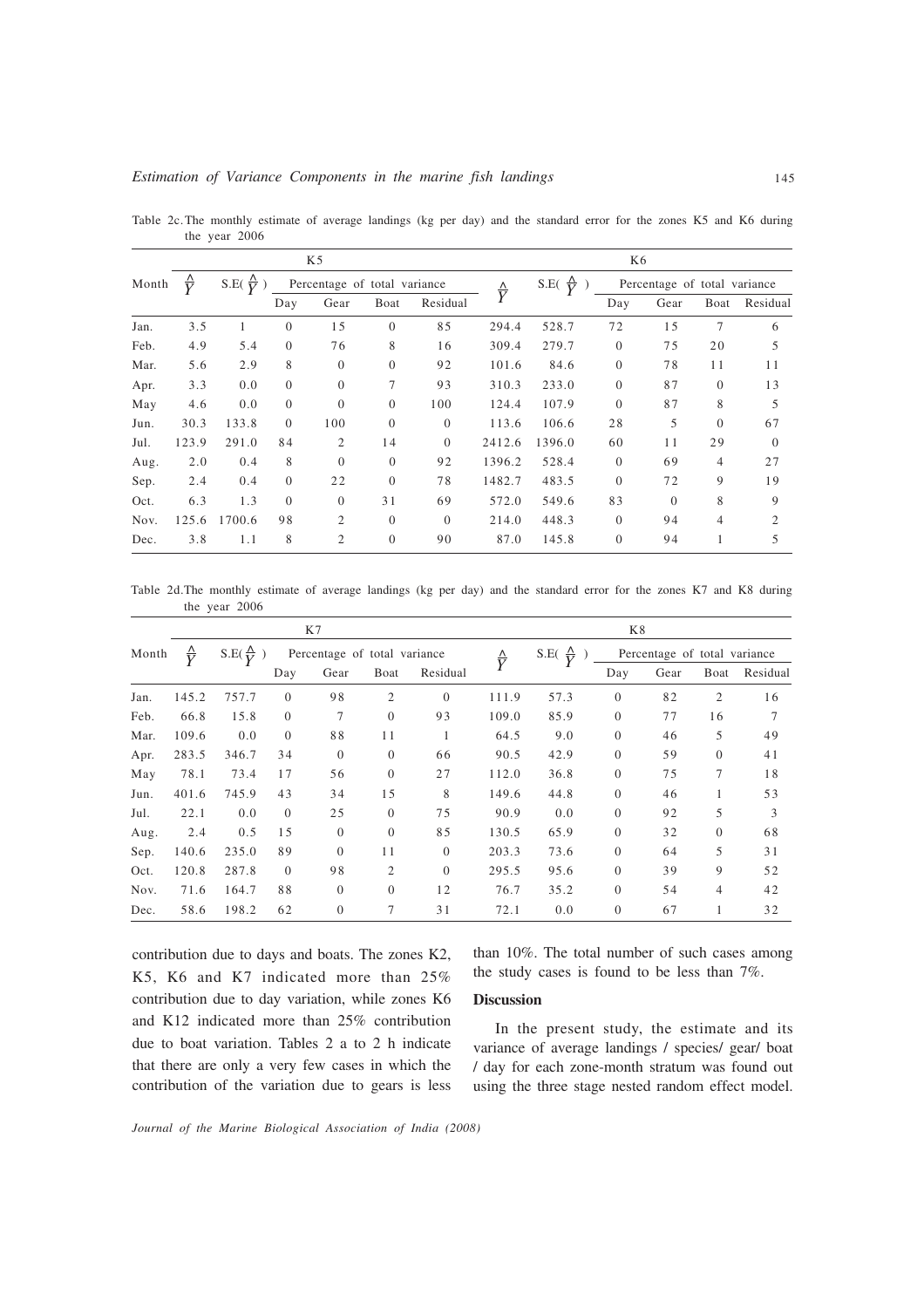Table 2c. The monthly estimate of average landings (kg per day) and the standard error for the zones K5 and K6 during the year 2006

| Month | K5 | | | | | | K6 | | | | | |
|---|---|---|---|---|---|---|---|---|---|---|---|---|
| | $\hat{Y}$ | S.E($\hat{Y}$) | Percentage of total variance | | | | $\hat{Y}$ | S.E($\hat{Y}$) | Percentage of total variance | | | |
| | | | Day | Gear | Boat | Residual | | | Day | Gear | Boat | Residual |
| Jan. | 3.5 | 1 | 0 | 15 | 0 | 85 | 294.4 | 528.7 | 72 | 15 | 7 | 6 |
| Feb. | 4.9 | 5.4 | 0 | 76 | 8 | 16 | 309.4 | 279.7 | 0 | 75 | 20 | 5 |
| Mar. | 5.6 | 2.9 | 8 | 0 | 0 | 92 | 101.6 | 84.6 | 0 | 78 | 11 | 11 |
| Apr. | 3.3 | 0.0 | 0 | 0 | 7 | 93 | 310.3 | 233.0 | 0 | 87 | 0 | 13 |
| May | 4.6 | 0.0 | 0 | 0 | 0 | 100 | 124.4 | 107.9 | 0 | 87 | 8 | 5 |
| Jun. | 30.3 | 133.8 | 0 | 100 | 0 | 0 | 113.6 | 106.6 | 28 | 5 | 0 | 67 |
| Jul. | 123.9 | 291.0 | 84 | 2 | 14 | 0 | 2412.6 | 1396.0 | 60 | 11 | 29 | 0 |
| Aug. | 2.0 | 0.4 | 8 | 0 | 0 | 92 | 1396.2 | 528.4 | 0 | 69 | 4 | 27 |
| Sep. | 2.4 | 0.4 | 0 | 22 | 0 | 78 | 1482.7 | 483.5 | 0 | 72 | 9 | 19 |
| Oct. | 6.3 | 1.3 | 0 | 0 | 31 | 69 | 572.0 | 549.6 | 83 | 0 | 8 | 9 |
| Nov. | 125.6 | 1700.6 | 98 | 2 | 0 | 0 | 214.0 | 448.3 | 0 | 94 | 4 | 2 |
| Dec. | 3.8 | 1.1 | 8 | 2 | 0 | 90 | 87.0 | 145.8 | 0 | 94 | 1 | 5 |

Table 2d. The monthly estimate of average landings (kg per day) and the standard error for the zones K7 and K8 during the year 2006

| Month | K7 | | | | | | K8 | | | | | |
|---|---|---|---|---|---|---|---|---|---|---|---|---|
| | $\hat{Y}$ | S.E($\hat{Y}$) | Percentage of total variance | | | | $\hat{Y}$ | S.E($\hat{Y}$) | Percentage of total variance | | | |
| | | | Day | Gear | Boat | Residual | | | Day | Gear | Boat | Residual |
| Jan. | 145.2 | 757.7 | 0 | 98 | 2 | 0 | 111.9 | 57.3 | 0 | 82 | 2 | 16 |
| Feb. | 66.8 | 15.8 | 0 | 7 | 0 | 93 | 109.0 | 85.9 | 0 | 77 | 16 | 7 |
| Mar. | 109.6 | 0.0 | 0 | 88 | 11 | 1 | 64.5 | 9.0 | 0 | 46 | 5 | 49 |
| Apr. | 283.5 | 346.7 | 34 | 0 | 0 | 66 | 90.5 | 42.9 | 0 | 59 | 0 | 41 |
| May | 78.1 | 73.4 | 17 | 56 | 0 | 27 | 112.0 | 36.8 | 0 | 75 | 7 | 18 |
| Jun. | 401.6 | 745.9 | 43 | 34 | 15 | 8 | 149.6 | 44.8 | 0 | 46 | 1 | 53 |
| Jul. | 22.1 | 0.0 | 0 | 25 | 0 | 75 | 90.9 | 0.0 | 0 | 92 | 5 | 3 |
| Aug. | 2.4 | 0.5 | 15 | 0 | 0 | 85 | 130.5 | 65.9 | 0 | 32 | 0 | 68 |
| Sep. | 140.6 | 235.0 | 89 | 0 | 11 | 0 | 203.3 | 73.6 | 0 | 64 | 5 | 31 |
| Oct. | 120.8 | 287.8 | 0 | 98 | 2 | 0 | 295.5 | 95.6 | 0 | 39 | 9 | 52 |
| Nov. | 71.6 | 164.7 | 88 | 0 | 0 | 12 | 76.7 | 35.2 | 0 | 54 | 4 | 42 |
| Dec. | 58.6 | 198.2 | 62 | 0 | 7 | 31 | 72.1 | 0.0 | 0 | 67 | 1 | 32 |

contribution due to days and boats. The zones K2, K5, K6 and K7 indicated more than 25% contribution due to day variation, while zones K6 and K12 indicated more than 25% contribution due to boat variation. Tables 2 a to 2 h indicate that there are only a very few cases in which the contribution of the variation due to gears is less than 10%. The total number of such cases among the study cases is found to be less than 7%.

## Discussion

In the present study, the estimate and its variance of average landings / species/ gear/ boat / day for each zone-month stratum was found out using the three stage nested random effect model.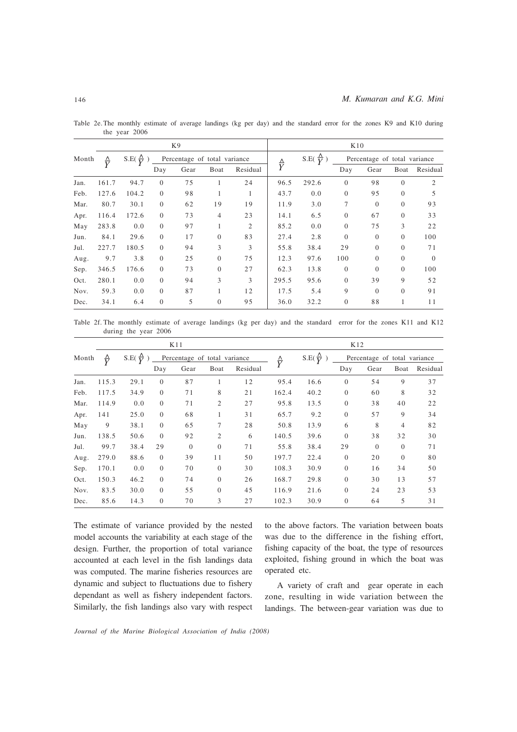Table 2e. The monthly estimate of average landings (kg per day) and the standard error for the zones K9 and K10 during the year 2006

| Month | K9 | | | | | | K10 | | | | | |
|---|---|---|---|---|---|---|---|---|---|---|---|---|
| | $\hat{Y}$ | S.E( $\hat{Y}$ ) | Percentage of total variance | | | | $\hat{Y}$ | S.E( $\hat{Y}$ ) | Percentage of total variance | | | |
| | | | Day | Gear | Boat | Residual | | | Day | Gear | Boat | Residual |
| Jan. | 161.7 | 94.7 | 0 | 75 | 1 | 24 | 96.5 | 292.6 | 0 | 98 | 0 | 2 |
| Feb. | 127.6 | 104.2 | 0 | 98 | 1 | 1 | 43.7 | 0.0 | 0 | 95 | 0 | 5 |
| Mar. | 80.7 | 30.1 | 0 | 62 | 19 | 19 | 11.9 | 3.0 | 7 | 0 | 0 | 93 |
| Apr. | 116.4 | 172.6 | 0 | 73 | 4 | 23 | 14.1 | 6.5 | 0 | 67 | 0 | 33 |
| May | 283.8 | 0.0 | 0 | 97 | 1 | 2 | 85.2 | 0.0 | 0 | 75 | 3 | 22 |
| Jun. | 84.1 | 29.6 | 0 | 17 | 0 | 83 | 27.4 | 2.8 | 0 | 0 | 0 | 100 |
| Jul. | 227.7 | 180.5 | 0 | 94 | 3 | 3 | 55.8 | 38.4 | 29 | 0 | 0 | 71 |
| Aug. | 9.7 | 3.8 | 0 | 25 | 0 | 75 | 12.3 | 97.6 | 100 | 0 | 0 | 0 |
| Sep. | 346.5 | 176.6 | 0 | 73 | 0 | 27 | 62.3 | 13.8 | 0 | 0 | 0 | 100 |
| Oct. | 280.1 | 0.0 | 0 | 94 | 3 | 3 | 295.5 | 95.6 | 0 | 39 | 9 | 52 |
| Nov. | 59.3 | 0.0 | 0 | 87 | 1 | 12 | 17.5 | 5.4 | 9 | 0 | 0 | 91 |
| Dec. | 34.1 | 6.4 | 0 | 5 | 0 | 95 | 36.0 | 32.2 | 0 | 88 | 1 | 11 |

Table 2f. The monthly estimate of average landings (kg per day) and the standard error for the zones K11 and K12 during the year 2006

| Month | K11 | | | | | | K12 | | | | | |
|---|---|---|---|---|---|---|---|---|---|---|---|---|
| | $\hat{Y}$ | S.E( $\hat{Y}$ ) | Percentage of total variance | | | | $\hat{Y}$ | S.E( $\hat{Y}$ ) | Percentage of total variance | | | |
| | | | Day | Gear | Boat | Residual | | | Day | Gear | Boat | Residual |
| Jan. | 115.3 | 29.1 | 0 | 87 | 1 | 12 | 95.4 | 16.6 | 0 | 54 | 9 | 37 |
| Feb. | 117.5 | 34.9 | 0 | 71 | 8 | 21 | 162.4 | 40.2 | 0 | 60 | 8 | 32 |
| Mar. | 114.9 | 0.0 | 0 | 71 | 2 | 27 | 95.8 | 13.5 | 0 | 38 | 40 | 22 |
| Apr. | 141 | 25.0 | 0 | 68 | 1 | 31 | 65.7 | 9.2 | 0 | 57 | 9 | 34 |
| May | 9 | 38.1 | 0 | 65 | 7 | 28 | 50.8 | 13.9 | 6 | 8 | 4 | 82 |
| Jun. | 138.5 | 50.6 | 0 | 92 | 2 | 6 | 140.5 | 39.6 | 0 | 38 | 32 | 30 |
| Jul. | 99.7 | 38.4 | 29 | 0 | 0 | 71 | 55.8 | 38.4 | 29 | 0 | 0 | 71 |
| Aug. | 279.0 | 88.6 | 0 | 39 | 11 | 50 | 197.7 | 22.4 | 0 | 20 | 0 | 80 |
| Sep. | 170.1 | 0.0 | 0 | 70 | 0 | 30 | 108.3 | 30.9 | 0 | 16 | 34 | 50 |
| Oct. | 150.3 | 46.2 | 0 | 74 | 0 | 26 | 168.7 | 29.8 | 0 | 30 | 13 | 57 |
| Nov. | 83.5 | 30.0 | 0 | 55 | 0 | 45 | 116.9 | 21.6 | 0 | 24 | 23 | 53 |
| Dec. | 85.6 | 14.3 | 0 | 70 | 3 | 27 | 102.3 | 30.9 | 0 | 64 | 5 | 31 |

The estimate of variance provided by the nested model accounts the variability at each stage of the design. Further, the proportion of total variance accounted at each level in the fish landings data was computed. The marine fisheries resources are dynamic and subject to fluctuations due to fishery dependant as well as fishery independent factors. Similarly, the fish landings also vary with respect to the above factors. The variation between boats was due to the difference in the fishing effort, fishing capacity of the boat, the type of resources exploited, fishing ground in which the boat was operated etc.

A variety of craft and gear operate in each zone, resulting in wide variation between the landings. The between-gear variation was due to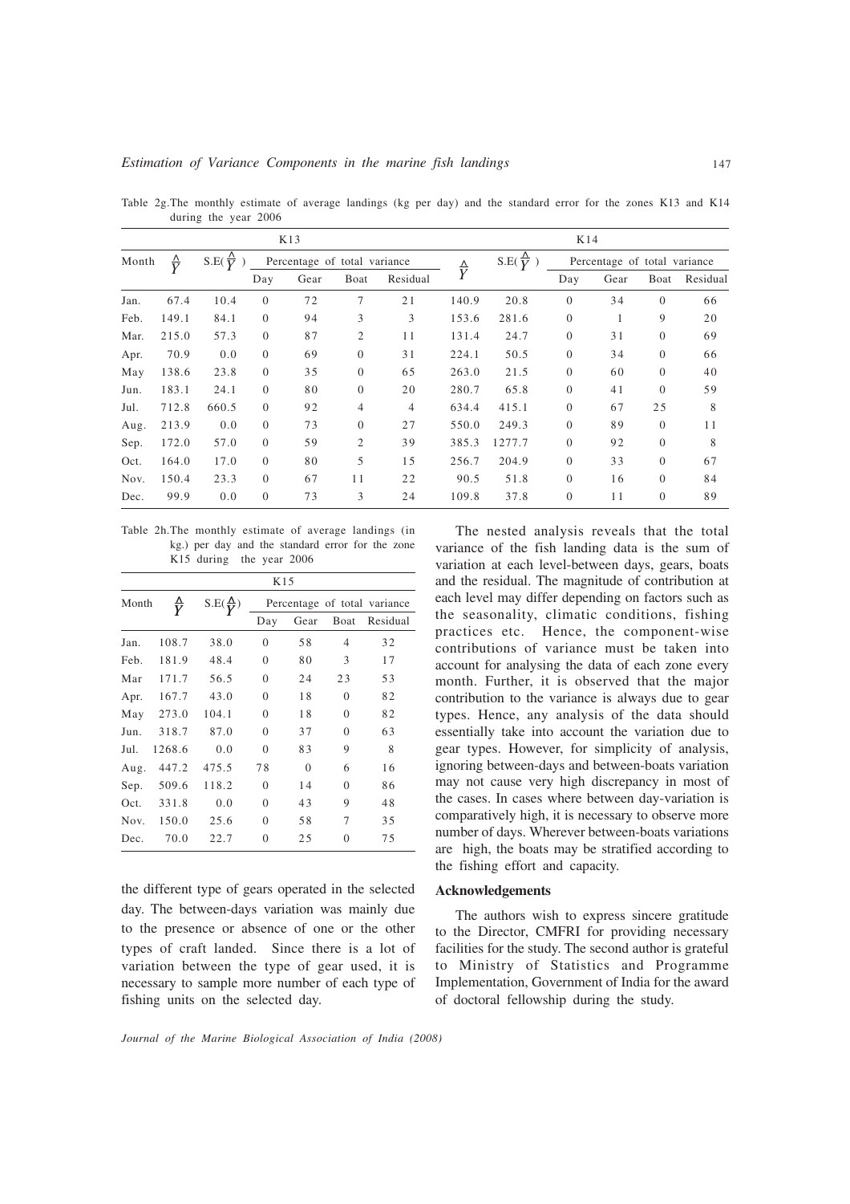Table 2g.The monthly estimate of average landings (kg per day) and the standard error for the zones K13 and K14 during the year 2006

| | K13 | | | | | | K14 | | | | | |
|---|---|---|---|---|---|---|---|---|---|---|---|---|
| Month | $\hat{Y}$ | S.E($\hat{Y}$) | Percentage of total variance | | | | $\hat{Y}$ | S.E($\hat{Y}$) | Percentage of total variance | | | |
| | | | Day | Gear | Boat | Residual | | | Day | Gear | Boat | Residual |
| Jan. | 67.4 | 10.4 | 0 | 72 | 7 | 21 | 140.9 | 20.8 | 0 | 34 | 0 | 66 |
| Feb. | 149.1 | 84.1 | 0 | 94 | 3 | 3 | 153.6 | 281.6 | 0 | 1 | 9 | 20 |
| Mar. | 215.0 | 57.3 | 0 | 87 | 2 | 11 | 131.4 | 24.7 | 0 | 31 | 0 | 69 |
| Apr. | 70.9 | 0.0 | 0 | 69 | 0 | 31 | 224.1 | 50.5 | 0 | 34 | 0 | 66 |
| May | 138.6 | 23.8 | 0 | 35 | 0 | 65 | 263.0 | 21.5 | 0 | 60 | 0 | 40 |
| Jun. | 183.1 | 24.1 | 0 | 80 | 0 | 20 | 280.7 | 65.8 | 0 | 41 | 0 | 59 |
| Jul. | 712.8 | 660.5 | 0 | 92 | 4 | 4 | 634.4 | 415.1 | 0 | 67 | 25 | 8 |
| Aug. | 213.9 | 0.0 | 0 | 73 | 0 | 27 | 550.0 | 249.3 | 0 | 89 | 0 | 11 |
| Sep. | 172.0 | 57.0 | 0 | 59 | 2 | 39 | 385.3 | 1277.7 | 0 | 92 | 0 | 8 |
| Oct. | 164.0 | 17.0 | 0 | 80 | 5 | 15 | 256.7 | 204.9 | 0 | 33 | 0 | 67 |
| Nov. | 150.4 | 23.3 | 0 | 67 | 11 | 22 | 90.5 | 51.8 | 0 | 16 | 0 | 84 |
| Dec. | 99.9 | 0.0 | 0 | 73 | 3 | 24 | 109.8 | 37.8 | 0 | 11 | 0 | 89 |

Table 2h.The monthly estimate of average landings (in kg.) per day and the standard error for the zone K15 during the year 2006

| | K15 | | | | | |
|---|---|---|---|---|---|---|
| Month | $\hat{Y}$ | S.E($\hat{Y}$) | Percentage of total variance | | | |
| | | | Day | Gear | Boat | Residual |
| Jan. | 108.7 | 38.0 | 0 | 58 | 4 | 32 |
| Feb. | 181.9 | 48.4 | 0 | 80 | 3 | 17 |
| Mar | 171.7 | 56.5 | 0 | 24 | 23 | 53 |
| Apr. | 167.7 | 43.0 | 0 | 18 | 0 | 82 |
| May | 273.0 | 104.1 | 0 | 18 | 0 | 82 |
| Jun. | 318.7 | 87.0 | 0 | 37 | 0 | 63 |
| Jul. | 1268.6 | 0.0 | 0 | 83 | 9 | 8 |
| Aug. | 447.2 | 475.5 | 78 | 0 | 6 | 16 |
| Sep. | 509.6 | 118.2 | 0 | 14 | 0 | 86 |
| Oct. | 331.8 | 0.0 | 0 | 43 | 9 | 48 |
| Nov. | 150.0 | 25.6 | 0 | 58 | 7 | 35 |
| Dec. | 70.0 | 22.7 | 0 | 25 | 0 | 75 |

the different type of gears operated in the selected day. The between-days variation was mainly due to the presence or absence of one or the other types of craft landed. Since there is a lot of variation between the type of gear used, it is necessary to sample more number of each type of fishing units on the selected day.

The nested analysis reveals that the total variance of the fish landing data is the sum of variation at each level-between days, gears, boats and the residual. The magnitude of contribution at each level may differ depending on factors such as the seasonality, climatic conditions, fishing practices etc. Hence, the component-wise contributions of variance must be taken into account for analysing the data of each zone every month. Further, it is observed that the major contribution to the variance is always due to gear types. Hence, any analysis of the data should essentially take into account the variation due to gear types. However, for simplicity of analysis, ignoring between-days and between-boats variation may not cause very high discrepancy in most of the cases. In cases where between day-variation is comparatively high, it is necessary to observe more number of days. Wherever between-boats variations are high, the boats may be stratified according to the fishing effort and capacity.

## Acknowledgements

The authors wish to express sincere gratitude to the Director, CMFRI for providing necessary facilities for the study. The second author is grateful to Ministry of Statistics and Programme Implementation, Government of India for the award of doctoral fellowship during the study.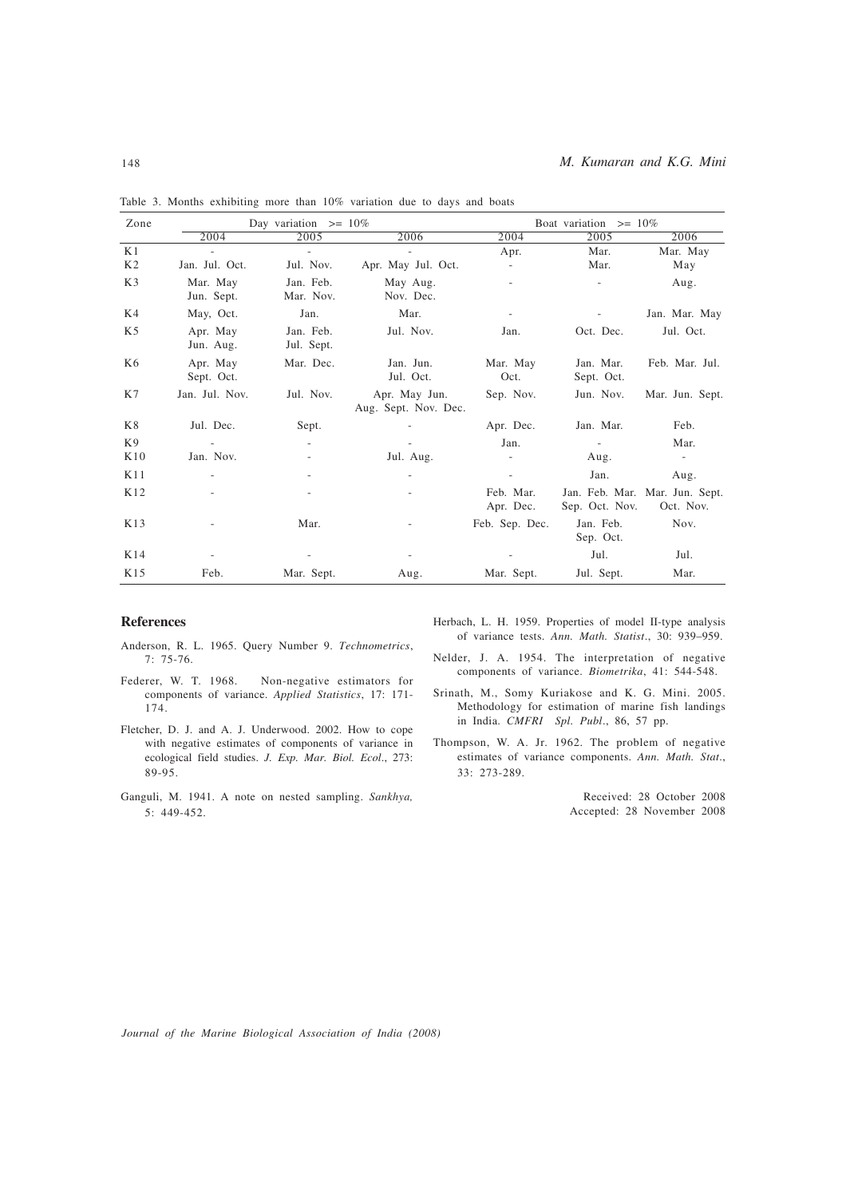Table 3. Months exhibiting more than 10% variation due to days and boats

| Zone | Day variation >= 10% | | | Boat variation >= 10% | | |
|---|---|---|---|---|---|---|
| | 2004 | 2005 | 2006 | 2004 | 2005 | 2006 |
| K1 | - | - | - | Apr. | Mar. | Mar. May |
| K2 | Jan. Jul. Oct. | Jul. Nov. | Apr. May Jul. Oct. | - | Mar. | May |
| K3 | Mar. May Jun. Sept. | Jan. Feb. Mar. Nov. | May Aug. Nov. Dec. | - | - | Aug. |
| K4 | May, Oct. | Jan. | Mar. | - | - | Jan. Mar. May |
| K5 | Apr. May Jun. Aug. | Jan. Feb. Jul. Sept. | Jul. Nov. | Jan. | Oct. Dec. | Jul. Oct. |
| K6 | Apr. May Sept. Oct. | Mar. Dec. | Jan. Jun. Jul. Oct. | Mar. May Oct. | Jan. Mar. Sept. Oct. | Feb. Mar. Jul. |
| K7 | Jan. Jul. Nov. | Jul. Nov. | Apr. May Jun. Aug. Sept. Nov. Dec. | Sep. Nov. | Jun. Nov. | Mar. Jun. Sept. |
| K8 | Jul. Dec. | Sept. | - | Apr. Dec. | Jan. Mar. | Feb. |
| K9 | - | - | - | Jan. | - | Mar. |
| K10 | Jan. Nov. | - | Jul. Aug. | - | Aug. | - |
| K11 | - | - | - | - | Jan. | Aug. |
| K12 | - | - | - | Feb. Mar. Apr. Dec. | Jan. Feb. Mar. Sep. Oct. Nov. | Mar. Jun. Sept. Oct. Nov. |
| K13 | - | Mar. | - | Feb. Sep. Dec. | Jan. Feb. Sep. Oct. | Nov. |
| K14 | - | - | - | - | Jul. | Jul. |
| K15 | Feb. | Mar. Sept. | Aug. | Mar. Sept. | Jul. Sept. | Mar. |

## References

Anderson, R. L. 1965. Query Number 9. *Technometrics*, 7: 75-76.

Federer, W. T. 1968. Non-negative estimators for components of variance. *Applied Statistics*, 17: 171-174.

Fletcher, D. J. and A. J. Underwood. 2002. How to cope with negative estimates of components of variance in ecological field studies. *J. Exp. Mar. Biol. Ecol*., 273: 89-95.

Ganguli, M. 1941. A note on nested sampling. *Sankhya,* 5: 449-452.

Herbach, L. H. 1959. Properties of model II-type analysis of variance tests. *Ann. Math. Statist*., 30: 939–959.

Nelder, J. A. 1954. The interpretation of negative components of variance. *Biometrika*, 41: 544-548.

Srinath, M., Somy Kuriakose and K. G. Mini. 2005. Methodology for estimation of marine fish landings in India. *CMFRI Spl. Publ*., 86, 57 pp.

Thompson, W. A. Jr. 1962. The problem of negative estimates of variance components. *Ann. Math. Stat*., 33: 273-289.

Received: 28 October 2008
Accepted: 28 November 2008